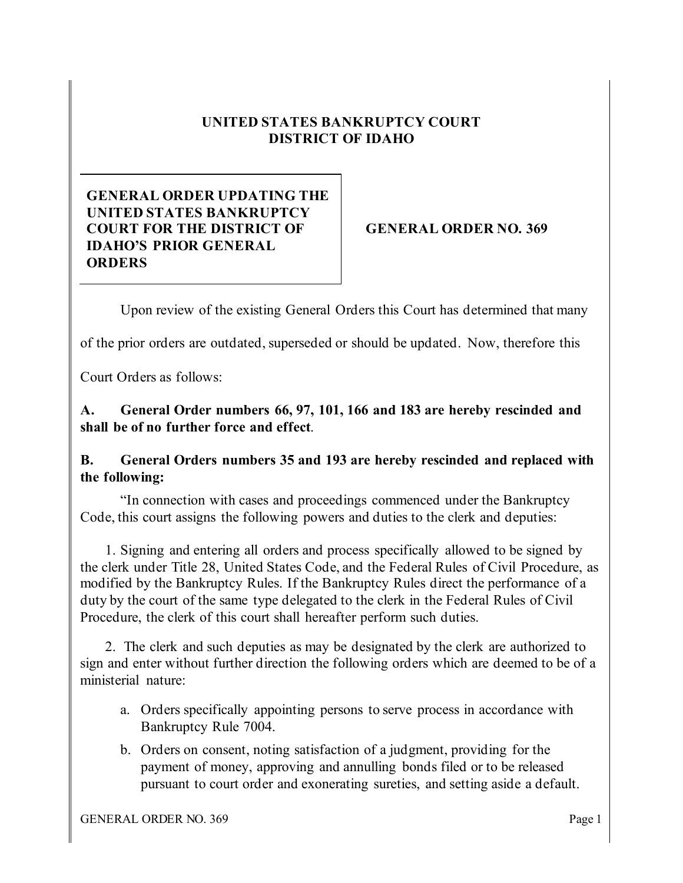**UNITED STATES BANKRUPTCY COURT**
**DISTRICT OF IDAHO**

**GENERAL ORDER UPDATING THE UNITED STATES BANKRUPTCY COURT FOR THE DISTRICT OF IDAHO'S PRIOR GENERAL ORDERS**

**GENERAL ORDER NO. 369**

Upon review of the existing General Orders this Court has determined that many of the prior orders are outdated, superseded or should be updated. Now, therefore this Court Orders as follows:

**A. General Order numbers 66, 97, 101, 166 and 183 are hereby rescinded and shall be of no further force and effect**.

**B. General Orders numbers 35 and 193 are hereby rescinded and replaced with the following:**

"In connection with cases and proceedings commenced under the Bankruptcy Code, this court assigns the following powers and duties to the clerk and deputies:

1. Signing and entering all orders and process specifically allowed to be signed by the clerk under Title 28, United States Code, and the Federal Rules of Civil Procedure, as modified by the Bankruptcy Rules. If the Bankruptcy Rules direct the performance of a duty by the court of the same type delegated to the clerk in the Federal Rules of Civil Procedure, the clerk of this court shall hereafter perform such duties.

2. The clerk and such deputies as may be designated by the clerk are authorized to sign and enter without further direction the following orders which are deemed to be of a ministerial nature:

   a. Orders specifically appointing persons to serve process in accordance with Bankruptcy Rule 7004.

   b. Orders on consent, noting satisfaction of a judgment, providing for the payment of money, approving and annulling bonds filed or to be released pursuant to court order and exonerating sureties, and setting aside a default.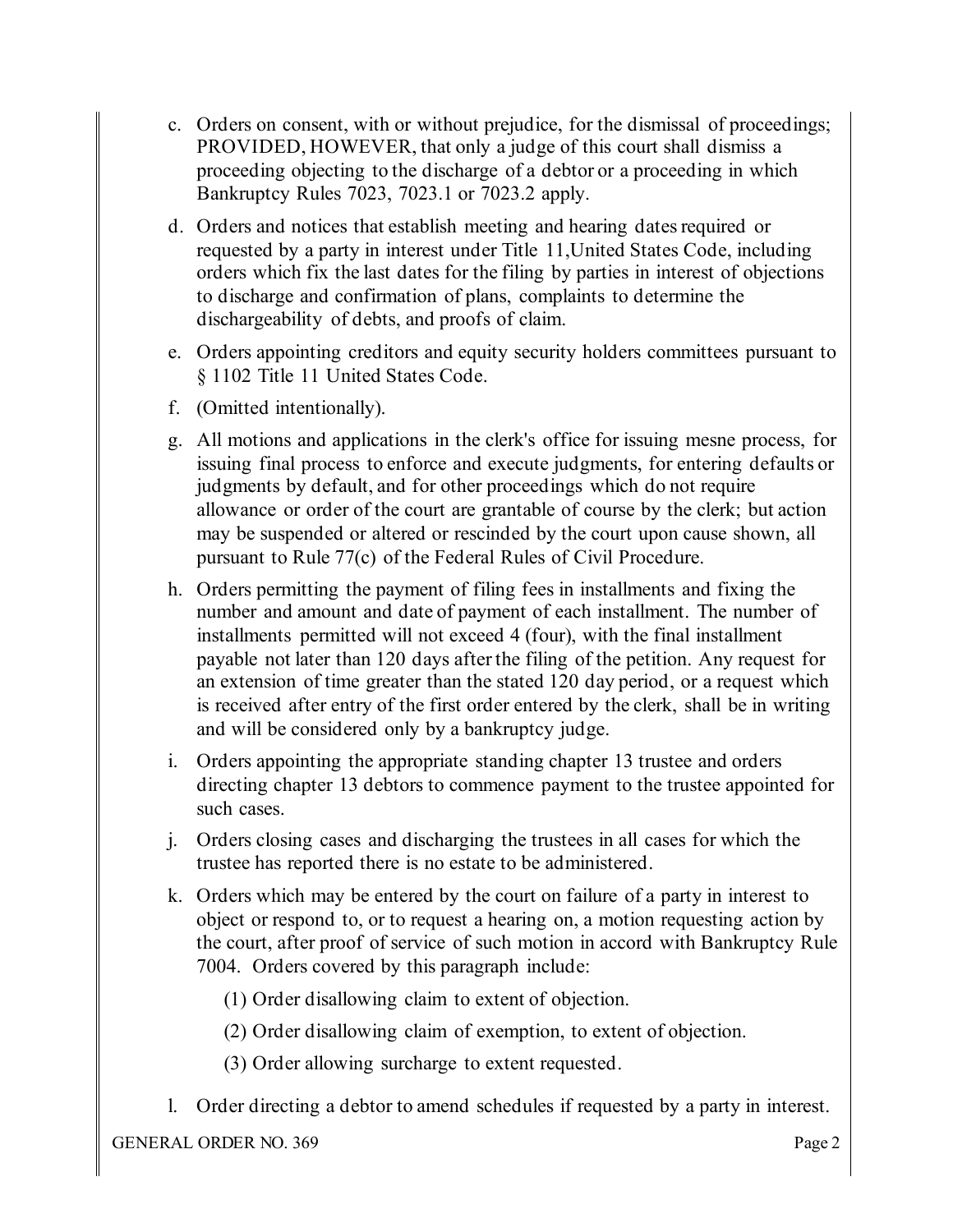c. Orders on consent, with or without prejudice, for the dismissal of proceedings; PROVIDED, HOWEVER, that only a judge of this court shall dismiss a proceeding objecting to the discharge of a debtor or a proceeding in which Bankruptcy Rules 7023, 7023.1 or 7023.2 apply.

d. Orders and notices that establish meeting and hearing dates required or requested by a party in interest under Title 11,United States Code, including orders which fix the last dates for the filing by parties in interest of objections to discharge and confirmation of plans, complaints to determine the dischargeability of debts, and proofs of claim.

e. Orders appointing creditors and equity security holders committees pursuant to § 1102 Title 11 United States Code.

f. (Omitted intentionally).

g. All motions and applications in the clerk's office for issuing mesne process, for issuing final process to enforce and execute judgments, for entering defaults or judgments by default, and for other proceedings which do not require allowance or order of the court are grantable of course by the clerk; but action may be suspended or altered or rescinded by the court upon cause shown, all pursuant to Rule 77(c) of the Federal Rules of Civil Procedure.

h. Orders permitting the payment of filing fees in installments and fixing the number and amount and date of payment of each installment. The number of installments permitted will not exceed 4 (four), with the final installment payable not later than 120 days after the filing of the petition. Any request for an extension of time greater than the stated 120 day period, or a request which is received after entry of the first order entered by the clerk, shall be in writing and will be considered only by a bankruptcy judge.

i. Orders appointing the appropriate standing chapter 13 trustee and orders directing chapter 13 debtors to commence payment to the trustee appointed for such cases.

j. Orders closing cases and discharging the trustees in all cases for which the trustee has reported there is no estate to be administered.

k. Orders which may be entered by the court on failure of a party in interest to object or respond to, or to request a hearing on, a motion requesting action by the court, after proof of service of such motion in accord with Bankruptcy Rule 7004. Orders covered by this paragraph include:

   (1) Order disallowing claim to extent of objection.

   (2) Order disallowing claim of exemption, to extent of objection.

   (3) Order allowing surcharge to extent requested.

l. Order directing a debtor to amend schedules if requested by a party in interest.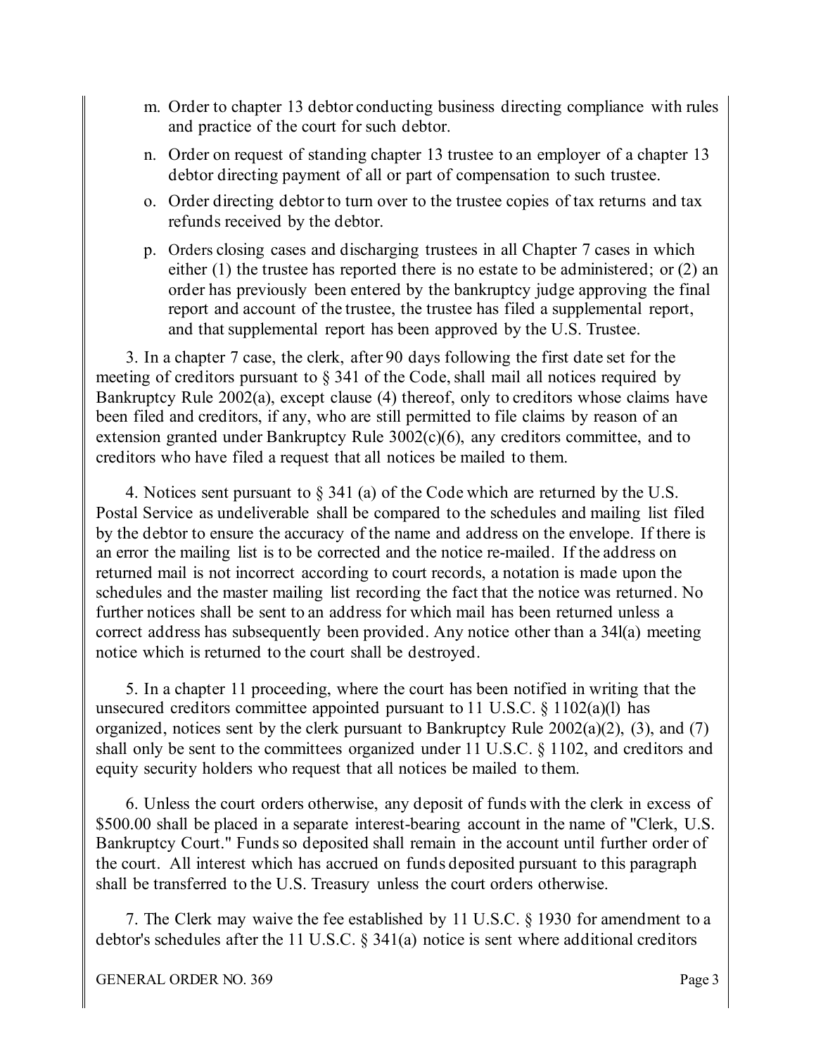m. Order to chapter 13 debtor conducting business directing compliance with rules and practice of the court for such debtor.

n. Order on request of standing chapter 13 trustee to an employer of a chapter 13 debtor directing payment of all or part of compensation to such trustee.

o. Order directing debtor to turn over to the trustee copies of tax returns and tax refunds received by the debtor.

p. Orders closing cases and discharging trustees in all Chapter 7 cases in which either (1) the trustee has reported there is no estate to be administered; or (2) an order has previously been entered by the bankruptcy judge approving the final report and account of the trustee, the trustee has filed a supplemental report, and that supplemental report has been approved by the U.S. Trustee.

3. In a chapter 7 case, the clerk, after 90 days following the first date set for the meeting of creditors pursuant to § 341 of the Code, shall mail all notices required by Bankruptcy Rule 2002(a), except clause (4) thereof, only to creditors whose claims have been filed and creditors, if any, who are still permitted to file claims by reason of an extension granted under Bankruptcy Rule 3002(c)(6), any creditors committee, and to creditors who have filed a request that all notices be mailed to them.

4. Notices sent pursuant to § 341 (a) of the Code which are returned by the U.S. Postal Service as undeliverable shall be compared to the schedules and mailing list filed by the debtor to ensure the accuracy of the name and address on the envelope. If there is an error the mailing list is to be corrected and the notice re-mailed. If the address on returned mail is not incorrect according to court records, a notation is made upon the schedules and the master mailing list recording the fact that the notice was returned. No further notices shall be sent to an address for which mail has been returned unless a correct address has subsequently been provided. Any notice other than a 34l(a) meeting notice which is returned to the court shall be destroyed.

5. In a chapter 11 proceeding, where the court has been notified in writing that the unsecured creditors committee appointed pursuant to 11 U.S.C. § 1102(a)(l) has organized, notices sent by the clerk pursuant to Bankruptcy Rule 2002(a)(2), (3), and (7) shall only be sent to the committees organized under 11 U.S.C. § 1102, and creditors and equity security holders who request that all notices be mailed to them.

6. Unless the court orders otherwise, any deposit of funds with the clerk in excess of $500.00 shall be placed in a separate interest-bearing account in the name of "Clerk, U.S. Bankruptcy Court." Funds so deposited shall remain in the account until further order of the court. All interest which has accrued on funds deposited pursuant to this paragraph shall be transferred to the U.S. Treasury unless the court orders otherwise.

7. The Clerk may waive the fee established by 11 U.S.C. § 1930 for amendment to a debtor's schedules after the 11 U.S.C. § 341(a) notice is sent where additional creditors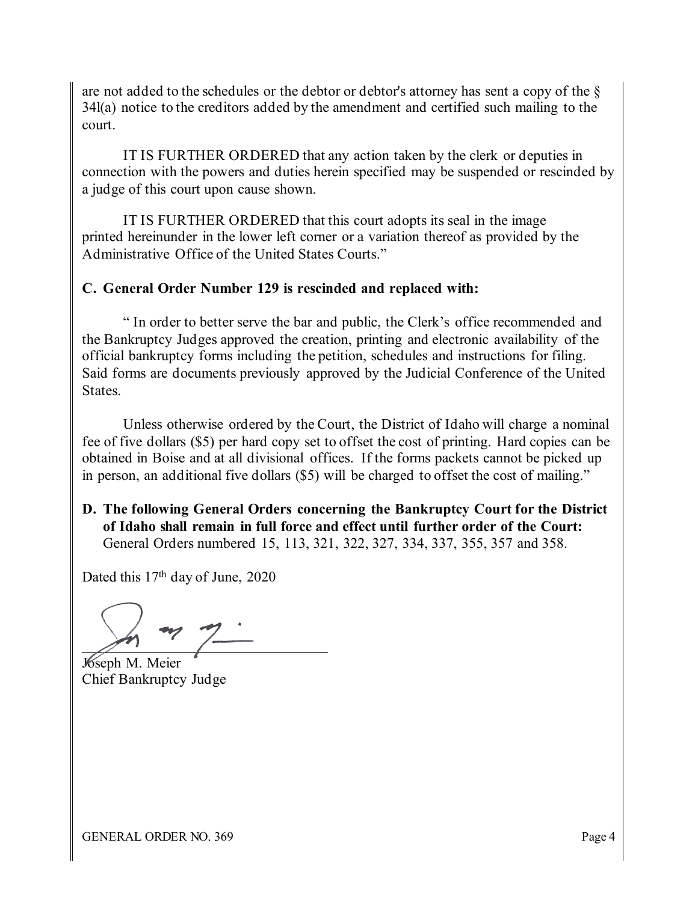are not added to the schedules or the debtor or debtor's attorney has sent a copy of the § 34l(a) notice to the creditors added by the amendment and certified such mailing to the court.

IT IS FURTHER ORDERED that any action taken by the clerk or deputies in connection with the powers and duties herein specified may be suspended or rescinded by a judge of this court upon cause shown.

IT IS FURTHER ORDERED that this court adopts its seal in the image printed hereinunder in the lower left corner or a variation thereof as provided by the Administrative Office of the United States Courts."

**C. General Order Number 129 is rescinded and replaced with:**

" In order to better serve the bar and public, the Clerk's office recommended and the Bankruptcy Judges approved the creation, printing and electronic availability of the official bankruptcy forms including the petition, schedules and instructions for filing. Said forms are documents previously approved by the Judicial Conference of the United States.

Unless otherwise ordered by the Court, the District of Idaho will charge a nominal fee of five dollars ($5) per hard copy set to offset the cost of printing. Hard copies can be obtained in Boise and at all divisional offices. If the forms packets cannot be picked up in person, an additional five dollars ($5) will be charged to offset the cost of mailing."

**D. The following General Orders concerning the Bankruptcy Court for the District of Idaho shall remain in full force and effect until further order of the Court:** General Orders numbered 15, 113, 321, 322, 327, 334, 337, 355, 357 and 358.

Dated this 17th day of June, 2020

Joseph M. Meier
Chief Bankruptcy Judge